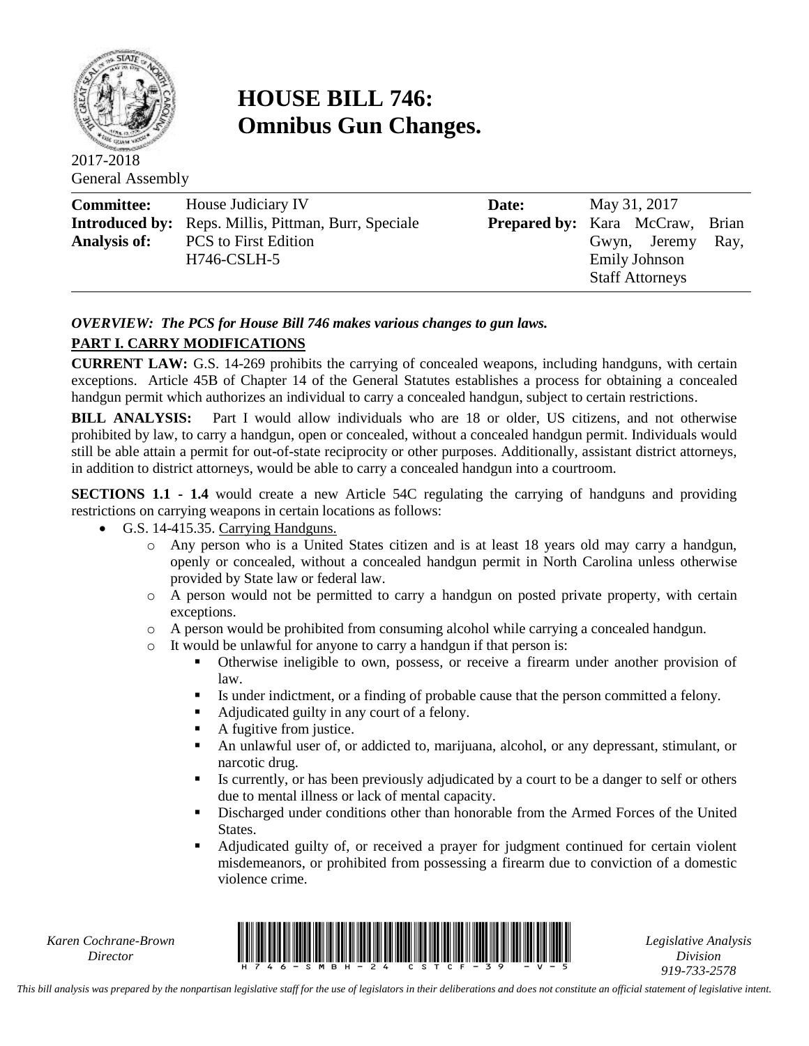# HOUSE BILL 746: Omnibus Gun Changes.

2017-2018
General Assembly

| | | | |
|---|---|---|---|
| **Committee:** | House Judiciary IV | **Date:** | May 31, 2017 |
| **Introduced by:** | Reps. Millis, Pittman, Burr, Speciale | **Prepared by:** | Kara McCraw, Brian Gwyn, Jeremy Ray, Emily Johnson Staff Attorneys |
| **Analysis of:** | PCS to First Edition H746-CSLH-5 | | |

***OVERVIEW: The PCS for House Bill 746 makes various changes to gun laws.***

## PART I. CARRY MODIFICATIONS

**CURRENT LAW:** G.S. 14-269 prohibits the carrying of concealed weapons, including handguns, with certain exceptions. Article 45B of Chapter 14 of the General Statutes establishes a process for obtaining a concealed handgun permit which authorizes an individual to carry a concealed handgun, subject to certain restrictions.

**BILL ANALYSIS:** Part I would allow individuals who are 18 or older, US citizens, and not otherwise prohibited by law, to carry a handgun, open or concealed, without a concealed handgun permit. Individuals would still be able attain a permit for out-of-state reciprocity or other purposes. Additionally, assistant district attorneys, in addition to district attorneys, would be able to carry a concealed handgun into a courtroom.

**SECTIONS 1.1 - 1.4** would create a new Article 54C regulating the carrying of handguns and providing restrictions on carrying weapons in certain locations as follows:

- G.S. 14-415.35. Carrying Handguns.
  - Any person who is a United States citizen and is at least 18 years old may carry a handgun, openly or concealed, without a concealed handgun permit in North Carolina unless otherwise provided by State law or federal law.
  - A person would not be permitted to carry a handgun on posted private property, with certain exceptions.
  - A person would be prohibited from consuming alcohol while carrying a concealed handgun.
  - It would be unlawful for anyone to carry a handgun if that person is:
    - Otherwise ineligible to own, possess, or receive a firearm under another provision of law.
    - Is under indictment, or a finding of probable cause that the person committed a felony.
    - Adjudicated guilty in any court of a felony.
    - A fugitive from justice.
    - An unlawful user of, or addicted to, marijuana, alcohol, or any depressant, stimulant, or narcotic drug.
    - Is currently, or has been previously adjudicated by a court to be a danger to self or others due to mental illness or lack of mental capacity.
    - Discharged under conditions other than honorable from the Armed Forces of the United States.
    - Adjudicated guilty of, or received a prayer for judgment continued for certain violent misdemeanors, or prohibited from possessing a firearm due to conviction of a domestic violence crime.

*Karen Cochrane-Brown*
*Director*

*Legislative Analysis Division*
*919-733-2578*

*This bill analysis was prepared by the nonpartisan legislative staff for the use of legislators in their deliberations and does not constitute an official statement of legislative intent.*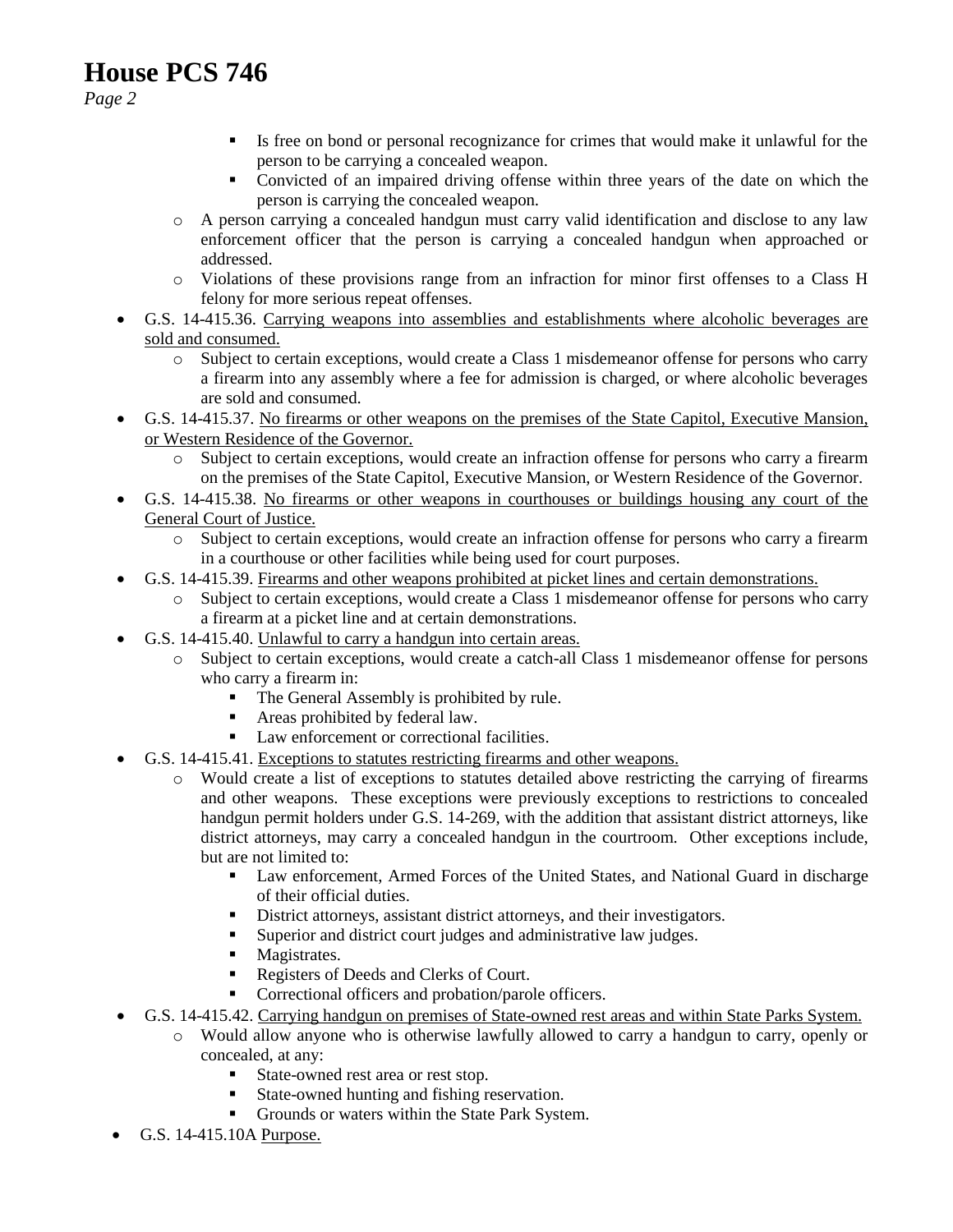- Is free on bond or personal recognizance for crimes that would make it unlawful for the person to be carrying a concealed weapon.
    - Convicted of an impaired driving offense within three years of the date on which the person is carrying the concealed weapon.
  - A person carrying a concealed handgun must carry valid identification and disclose to any law enforcement officer that the person is carrying a concealed handgun when approached or addressed.
  - Violations of these provisions range from an infraction for minor first offenses to a Class H felony for more serious repeat offenses.
- G.S. 14-415.36. <u>Carrying weapons into assemblies and establishments where alcoholic beverages are sold and consumed.</u>
  - Subject to certain exceptions, would create a Class 1 misdemeanor offense for persons who carry a firearm into any assembly where a fee for admission is charged, or where alcoholic beverages are sold and consumed.
- G.S. 14-415.37. <u>No firearms or other weapons on the premises of the State Capitol, Executive Mansion, or Western Residence of the Governor.</u>
  - Subject to certain exceptions, would create an infraction offense for persons who carry a firearm on the premises of the State Capitol, Executive Mansion, or Western Residence of the Governor.
- G.S. 14-415.38. <u>No firearms or other weapons in courthouses or buildings housing any court of the General Court of Justice.</u>
  - Subject to certain exceptions, would create an infraction offense for persons who carry a firearm in a courthouse or other facilities while being used for court purposes.
- G.S. 14-415.39. <u>Firearms and other weapons prohibited at picket lines and certain demonstrations.</u>
  - Subject to certain exceptions, would create a Class 1 misdemeanor offense for persons who carry a firearm at a picket line and at certain demonstrations.
- G.S. 14-415.40. <u>Unlawful to carry a handgun into certain areas.</u>
  - Subject to certain exceptions, would create a catch-all Class 1 misdemeanor offense for persons who carry a firearm in:
    - The General Assembly is prohibited by rule.
    - Areas prohibited by federal law.
    - Law enforcement or correctional facilities.
- G.S. 14-415.41. <u>Exceptions to statutes restricting firearms and other weapons.</u>
  - Would create a list of exceptions to statutes detailed above restricting the carrying of firearms and other weapons. These exceptions were previously exceptions to restrictions to concealed handgun permit holders under G.S. 14-269, with the addition that assistant district attorneys, like district attorneys, may carry a concealed handgun in the courtroom. Other exceptions include, but are not limited to:
    - Law enforcement, Armed Forces of the United States, and National Guard in discharge of their official duties.
    - District attorneys, assistant district attorneys, and their investigators.
    - Superior and district court judges and administrative law judges.
    - Magistrates.
    - Registers of Deeds and Clerks of Court.
    - Correctional officers and probation/parole officers.
- G.S. 14-415.42. <u>Carrying handgun on premises of State-owned rest areas and within State Parks System.</u>
  - Would allow anyone who is otherwise lawfully allowed to carry a handgun to carry, openly or concealed, at any:
    - State-owned rest area or rest stop.
    - State-owned hunting and fishing reservation.
    - Grounds or waters within the State Park System.
- G.S. 14-415.10A <u>Purpose.</u>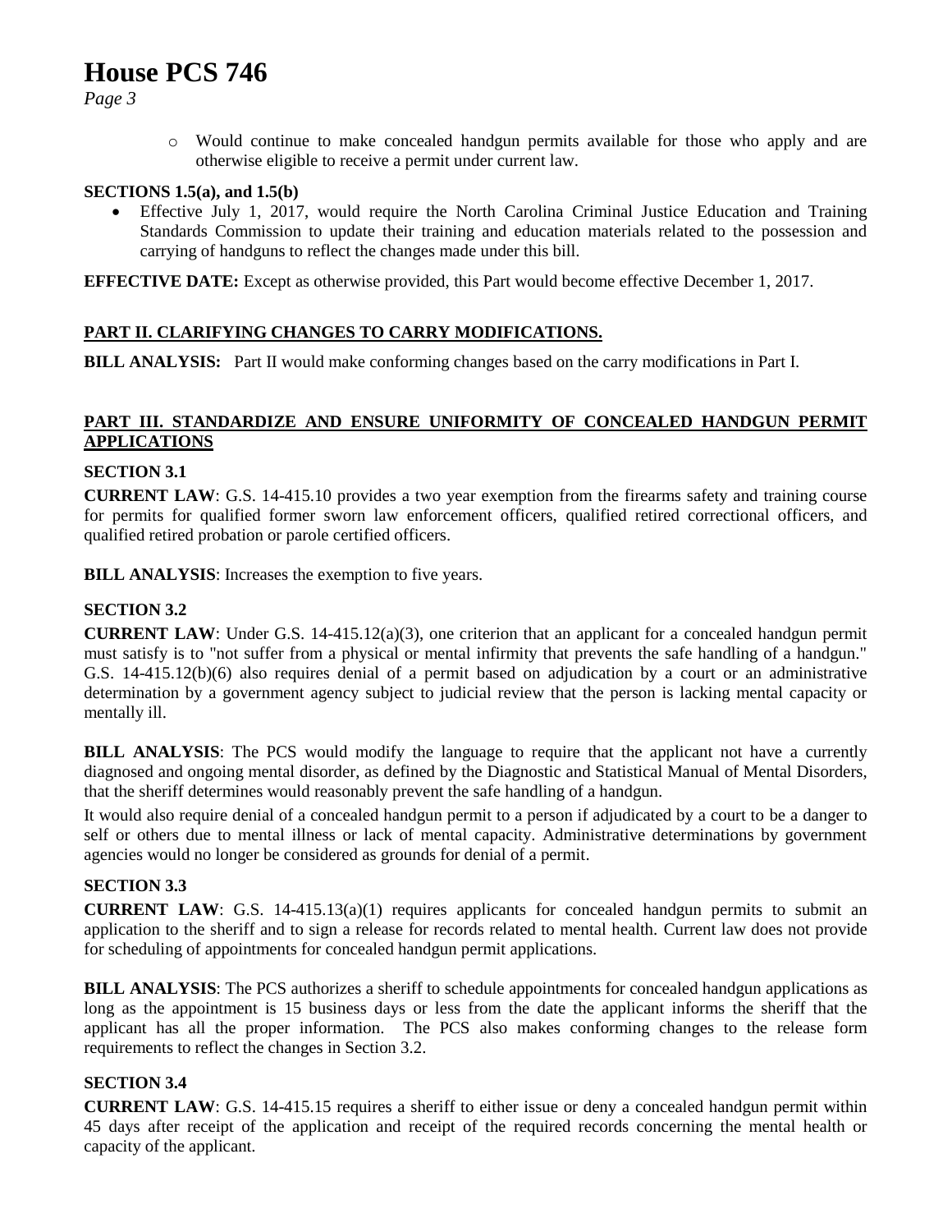- Would continue to make concealed handgun permits available for those who apply and are otherwise eligible to receive a permit under current law.

**SECTIONS 1.5(a), and 1.5(b)**

- Effective July 1, 2017, would require the North Carolina Criminal Justice Education and Training Standards Commission to update their training and education materials related to the possession and carrying of handguns to reflect the changes made under this bill.

**EFFECTIVE DATE:** Except as otherwise provided, this Part would become effective December 1, 2017.

## PART II. CLARIFYING CHANGES TO CARRY MODIFICATIONS.

**BILL ANALYSIS:** Part II would make conforming changes based on the carry modifications in Part I.

## PART III. STANDARDIZE AND ENSURE UNIFORMITY OF CONCEALED HANDGUN PERMIT APPLICATIONS

### SECTION 3.1

**CURRENT LAW**: G.S. 14-415.10 provides a two year exemption from the firearms safety and training course for permits for qualified former sworn law enforcement officers, qualified retired correctional officers, and qualified retired probation or parole certified officers.

**BILL ANALYSIS**: Increases the exemption to five years.

### SECTION 3.2

**CURRENT LAW**: Under G.S. 14-415.12(a)(3), one criterion that an applicant for a concealed handgun permit must satisfy is to "not suffer from a physical or mental infirmity that prevents the safe handling of a handgun." G.S. 14-415.12(b)(6) also requires denial of a permit based on adjudication by a court or an administrative determination by a government agency subject to judicial review that the person is lacking mental capacity or mentally ill.

**BILL ANALYSIS**: The PCS would modify the language to require that the applicant not have a currently diagnosed and ongoing mental disorder, as defined by the Diagnostic and Statistical Manual of Mental Disorders, that the sheriff determines would reasonably prevent the safe handling of a handgun.

It would also require denial of a concealed handgun permit to a person if adjudicated by a court to be a danger to self or others due to mental illness or lack of mental capacity. Administrative determinations by government agencies would no longer be considered as grounds for denial of a permit.

### SECTION 3.3

**CURRENT LAW**: G.S. 14-415.13(a)(1) requires applicants for concealed handgun permits to submit an application to the sheriff and to sign a release for records related to mental health. Current law does not provide for scheduling of appointments for concealed handgun permit applications.

**BILL ANALYSIS**: The PCS authorizes a sheriff to schedule appointments for concealed handgun applications as long as the appointment is 15 business days or less from the date the applicant informs the sheriff that the applicant has all the proper information. The PCS also makes conforming changes to the release form requirements to reflect the changes in Section 3.2.

### SECTION 3.4

**CURRENT LAW**: G.S. 14-415.15 requires a sheriff to either issue or deny a concealed handgun permit within 45 days after receipt of the application and receipt of the required records concerning the mental health or capacity of the applicant.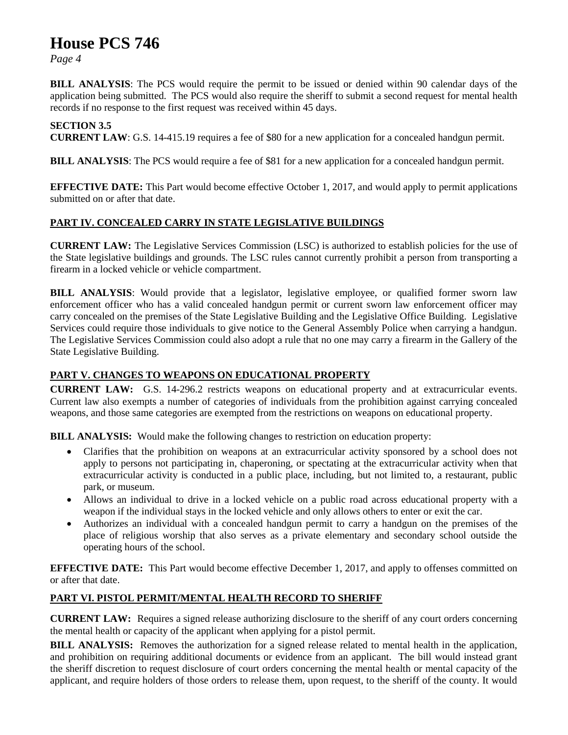**BILL ANALYSIS**: The PCS would require the permit to be issued or denied within 90 calendar days of the application being submitted. The PCS would also require the sheriff to submit a second request for mental health records if no response to the first request was received within 45 days.

**SECTION 3.5**

**CURRENT LAW**: G.S. 14-415.19 requires a fee of $80 for a new application for a concealed handgun permit.

**BILL ANALYSIS**: The PCS would require a fee of $81 for a new application for a concealed handgun permit.

**EFFECTIVE DATE:** This Part would become effective October 1, 2017, and would apply to permit applications submitted on or after that date.

## PART IV. CONCEALED CARRY IN STATE LEGISLATIVE BUILDINGS

**CURRENT LAW:** The Legislative Services Commission (LSC) is authorized to establish policies for the use of the State legislative buildings and grounds. The LSC rules cannot currently prohibit a person from transporting a firearm in a locked vehicle or vehicle compartment.

**BILL ANALYSIS**: Would provide that a legislator, legislative employee, or qualified former sworn law enforcement officer who has a valid concealed handgun permit or current sworn law enforcement officer may carry concealed on the premises of the State Legislative Building and the Legislative Office Building. Legislative Services could require those individuals to give notice to the General Assembly Police when carrying a handgun. The Legislative Services Commission could also adopt a rule that no one may carry a firearm in the Gallery of the State Legislative Building.

## PART V. CHANGES TO WEAPONS ON EDUCATIONAL PROPERTY

**CURRENT LAW:** G.S. 14-296.2 restricts weapons on educational property and at extracurricular events. Current law also exempts a number of categories of individuals from the prohibition against carrying concealed weapons, and those same categories are exempted from the restrictions on weapons on educational property.

**BILL ANALYSIS:** Would make the following changes to restriction on education property:

- Clarifies that the prohibition on weapons at an extracurricular activity sponsored by a school does not apply to persons not participating in, chaperoning, or spectating at the extracurricular activity when that extracurricular activity is conducted in a public place, including, but not limited to, a restaurant, public park, or museum.
- Allows an individual to drive in a locked vehicle on a public road across educational property with a weapon if the individual stays in the locked vehicle and only allows others to enter or exit the car.
- Authorizes an individual with a concealed handgun permit to carry a handgun on the premises of the place of religious worship that also serves as a private elementary and secondary school outside the operating hours of the school.

**EFFECTIVE DATE:** This Part would become effective December 1, 2017, and apply to offenses committed on or after that date.

## PART VI. PISTOL PERMIT/MENTAL HEALTH RECORD TO SHERIFF

**CURRENT LAW:** Requires a signed release authorizing disclosure to the sheriff of any court orders concerning the mental health or capacity of the applicant when applying for a pistol permit.

**BILL ANALYSIS:** Removes the authorization for a signed release related to mental health in the application, and prohibition on requiring additional documents or evidence from an applicant. The bill would instead grant the sheriff discretion to request disclosure of court orders concerning the mental health or mental capacity of the applicant, and require holders of those orders to release them, upon request, to the sheriff of the county. It would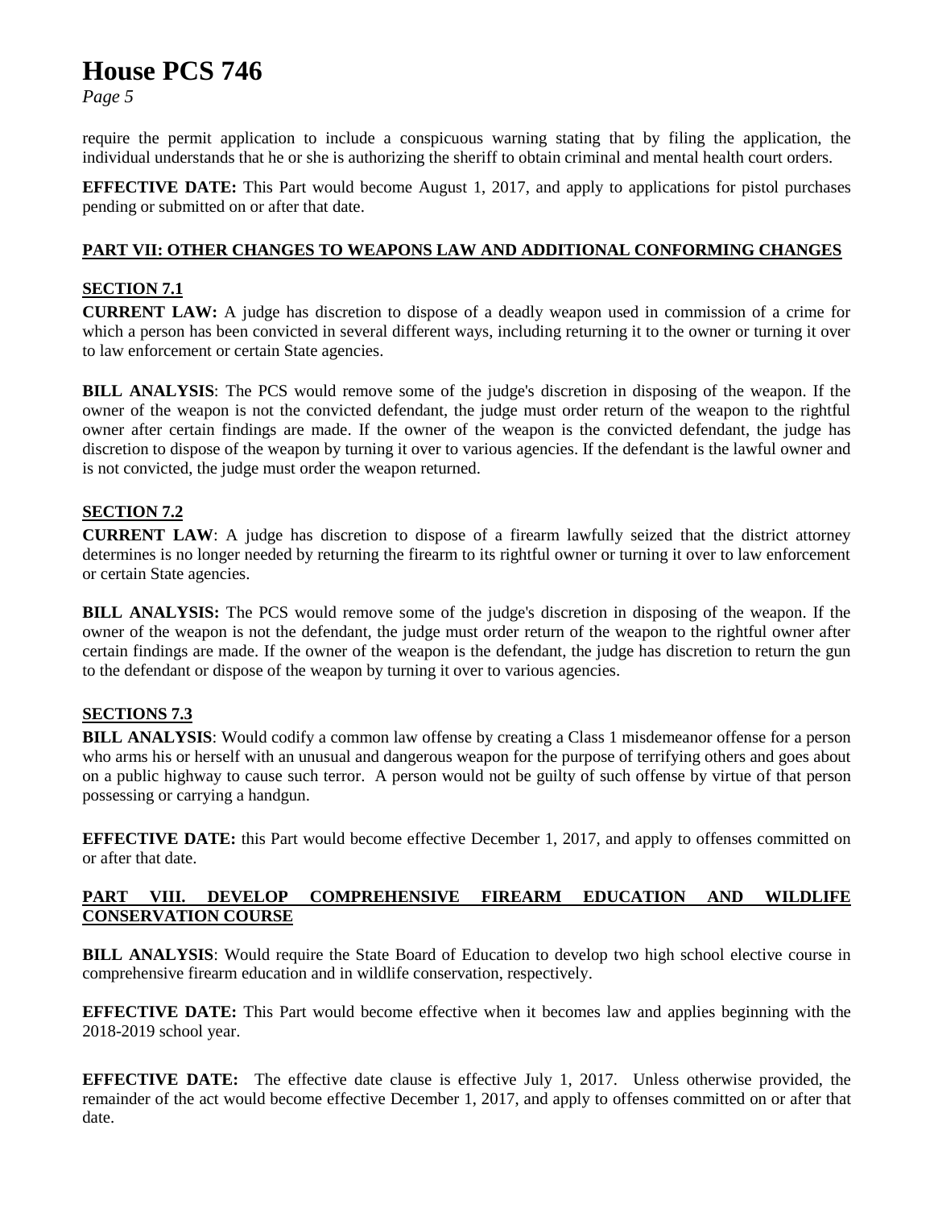require the permit application to include a conspicuous warning stating that by filing the application, the individual understands that he or she is authorizing the sheriff to obtain criminal and mental health court orders.

**EFFECTIVE DATE:** This Part would become August 1, 2017, and apply to applications for pistol purchases pending or submitted on or after that date.

## PART VII: OTHER CHANGES TO WEAPONS LAW AND ADDITIONAL CONFORMING CHANGES

### SECTION 7.1

**CURRENT LAW:** A judge has discretion to dispose of a deadly weapon used in commission of a crime for which a person has been convicted in several different ways, including returning it to the owner or turning it over to law enforcement or certain State agencies.

**BILL ANALYSIS**: The PCS would remove some of the judge's discretion in disposing of the weapon. If the owner of the weapon is not the convicted defendant, the judge must order return of the weapon to the rightful owner after certain findings are made. If the owner of the weapon is the convicted defendant, the judge has discretion to dispose of the weapon by turning it over to various agencies. If the defendant is the lawful owner and is not convicted, the judge must order the weapon returned.

### SECTION 7.2

**CURRENT LAW**: A judge has discretion to dispose of a firearm lawfully seized that the district attorney determines is no longer needed by returning the firearm to its rightful owner or turning it over to law enforcement or certain State agencies.

**BILL ANALYSIS:** The PCS would remove some of the judge's discretion in disposing of the weapon. If the owner of the weapon is not the defendant, the judge must order return of the weapon to the rightful owner after certain findings are made. If the owner of the weapon is the defendant, the judge has discretion to return the gun to the defendant or dispose of the weapon by turning it over to various agencies.

### SECTIONS 7.3

**BILL ANALYSIS**: Would codify a common law offense by creating a Class 1 misdemeanor offense for a person who arms his or herself with an unusual and dangerous weapon for the purpose of terrifying others and goes about on a public highway to cause such terror. A person would not be guilty of such offense by virtue of that person possessing or carrying a handgun.

**EFFECTIVE DATE:** this Part would become effective December 1, 2017, and apply to offenses committed on or after that date.

## PART VIII. DEVELOP COMPREHENSIVE FIREARM EDUCATION AND WILDLIFE CONSERVATION COURSE

**BILL ANALYSIS**: Would require the State Board of Education to develop two high school elective course in comprehensive firearm education and in wildlife conservation, respectively.

**EFFECTIVE DATE:** This Part would become effective when it becomes law and applies beginning with the 2018-2019 school year.

**EFFECTIVE DATE:** The effective date clause is effective July 1, 2017. Unless otherwise provided, the remainder of the act would become effective December 1, 2017, and apply to offenses committed on or after that date.